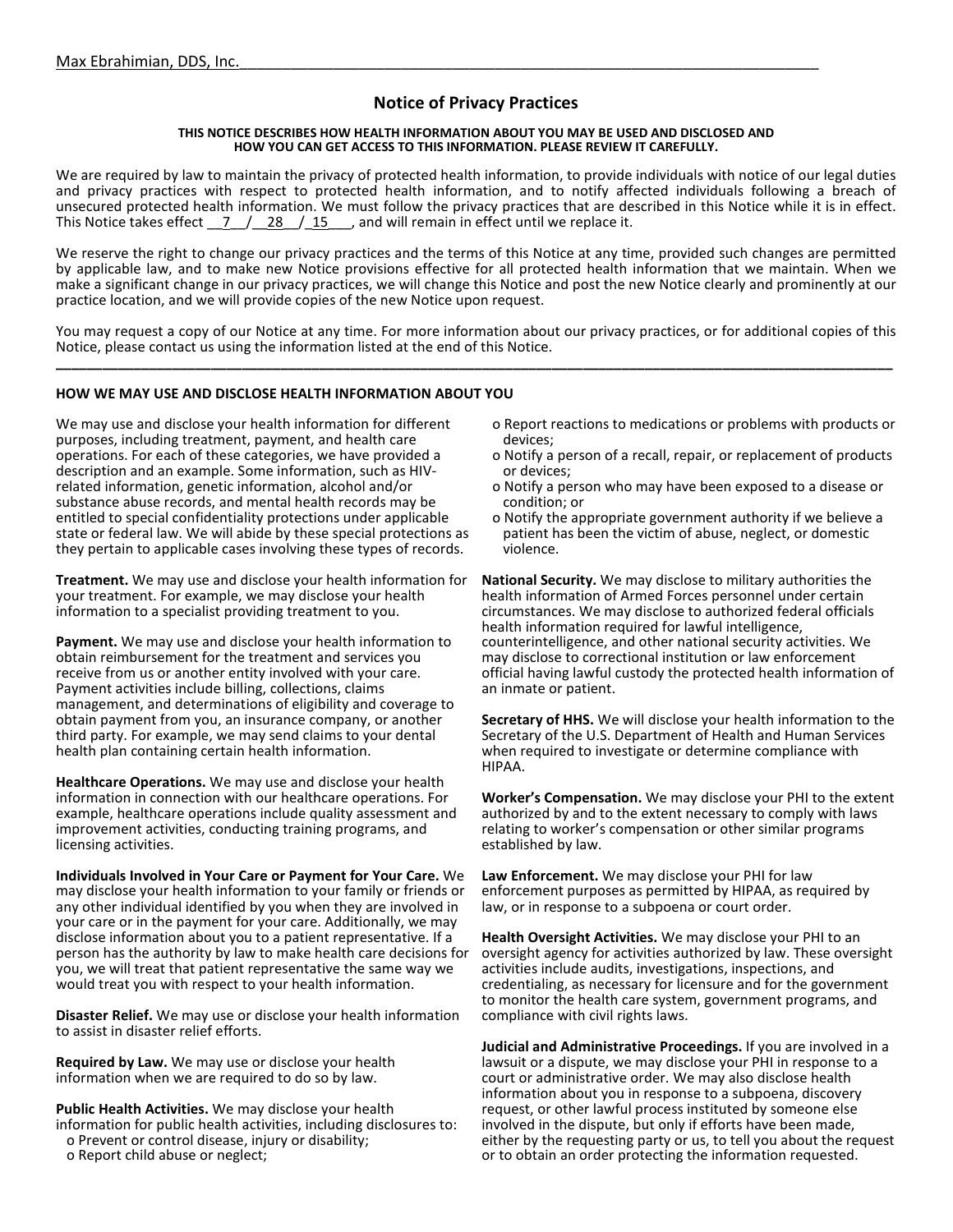Max Ebrahimian, DDS, Inc.

# Notice of Privacy Practices

**THIS NOTICE DESCRIBES HOW HEALTH INFORMATION ABOUT YOU MAY BE USED AND DISCLOSED AND HOW YOU CAN GET ACCESS TO THIS INFORMATION. PLEASE REVIEW IT CAREFULLY.**

We are required by law to maintain the privacy of protected health information, to provide individuals with notice of our legal duties and privacy practices with respect to protected health information, and to notify affected individuals following a breach of unsecured protected health information. We must follow the privacy practices that are described in this Notice while it is in effect. This Notice takes effect 7 / 28 / 15, and will remain in effect until we replace it.

We reserve the right to change our privacy practices and the terms of this Notice at any time, provided such changes are permitted by applicable law, and to make new Notice provisions effective for all protected health information that we maintain. When we make a significant change in our privacy practices, we will change this Notice and post the new Notice clearly and prominently at our practice location, and we will provide copies of the new Notice upon request.

You may request a copy of our Notice at any time. For more information about our privacy practices, or for additional copies of this Notice, please contact us using the information listed at the end of this Notice.

---

## HOW WE MAY USE AND DISCLOSE HEALTH INFORMATION ABOUT YOU

We may use and disclose your health information for different purposes, including treatment, payment, and health care operations. For each of these categories, we have provided a description and an example. Some information, such as HIV-related information, genetic information, alcohol and/or substance abuse records, and mental health records may be entitled to special confidentiality protections under applicable state or federal law. We will abide by these special protections as they pertain to applicable cases involving these types of records.

**Treatment.** We may use and disclose your health information for your treatment. For example, we may disclose your health information to a specialist providing treatment to you.

**Payment.** We may use and disclose your health information to obtain reimbursement for the treatment and services you receive from us or another entity involved with your care. Payment activities include billing, collections, claims management, and determinations of eligibility and coverage to obtain payment from you, an insurance company, or another third party. For example, we may send claims to your dental health plan containing certain health information.

**Healthcare Operations.** We may use and disclose your health information in connection with our healthcare operations. For example, healthcare operations include quality assessment and improvement activities, conducting training programs, and licensing activities.

**Individuals Involved in Your Care or Payment for Your Care.** We may disclose your health information to your family or friends or any other individual identified by you when they are involved in your care or in the payment for your care. Additionally, we may disclose information about you to a patient representative. If a person has the authority by law to make health care decisions for you, we will treat that patient representative the same way we would treat you with respect to your health information.

**Disaster Relief.** We may use or disclose your health information to assist in disaster relief efforts.

**Required by Law.** We may use or disclose your health information when we are required to do so by law.

**Public Health Activities.** We may disclose your health information for public health activities, including disclosures to:

- Prevent or control disease, injury or disability;
- Report child abuse or neglect;
- Report reactions to medications or problems with products or devices;
- Notify a person of a recall, repair, or replacement of products or devices;
- Notify a person who may have been exposed to a disease or condition; or
- Notify the appropriate government authority if we believe a patient has been the victim of abuse, neglect, or domestic violence.

**National Security.** We may disclose to military authorities the health information of Armed Forces personnel under certain circumstances. We may disclose to authorized federal officials health information required for lawful intelligence, counterintelligence, and other national security activities. We may disclose to correctional institution or law enforcement official having lawful custody the protected health information of an inmate or patient.

**Secretary of HHS.** We will disclose your health information to the Secretary of the U.S. Department of Health and Human Services when required to investigate or determine compliance with HIPAA.

**Worker's Compensation.** We may disclose your PHI to the extent authorized by and to the extent necessary to comply with laws relating to worker's compensation or other similar programs established by law.

**Law Enforcement.** We may disclose your PHI for law enforcement purposes as permitted by HIPAA, as required by law, or in response to a subpoena or court order.

**Health Oversight Activities.** We may disclose your PHI to an oversight agency for activities authorized by law. These oversight activities include audits, investigations, inspections, and credentialing, as necessary for licensure and for the government to monitor the health care system, government programs, and compliance with civil rights laws.

**Judicial and Administrative Proceedings.** If you are involved in a lawsuit or a dispute, we may disclose your PHI in response to a court or administrative order. We may also disclose health information about you in response to a subpoena, discovery request, or other lawful process instituted by someone else involved in the dispute, but only if efforts have been made, either by the requesting party or us, to tell you about the request or to obtain an order protecting the information requested.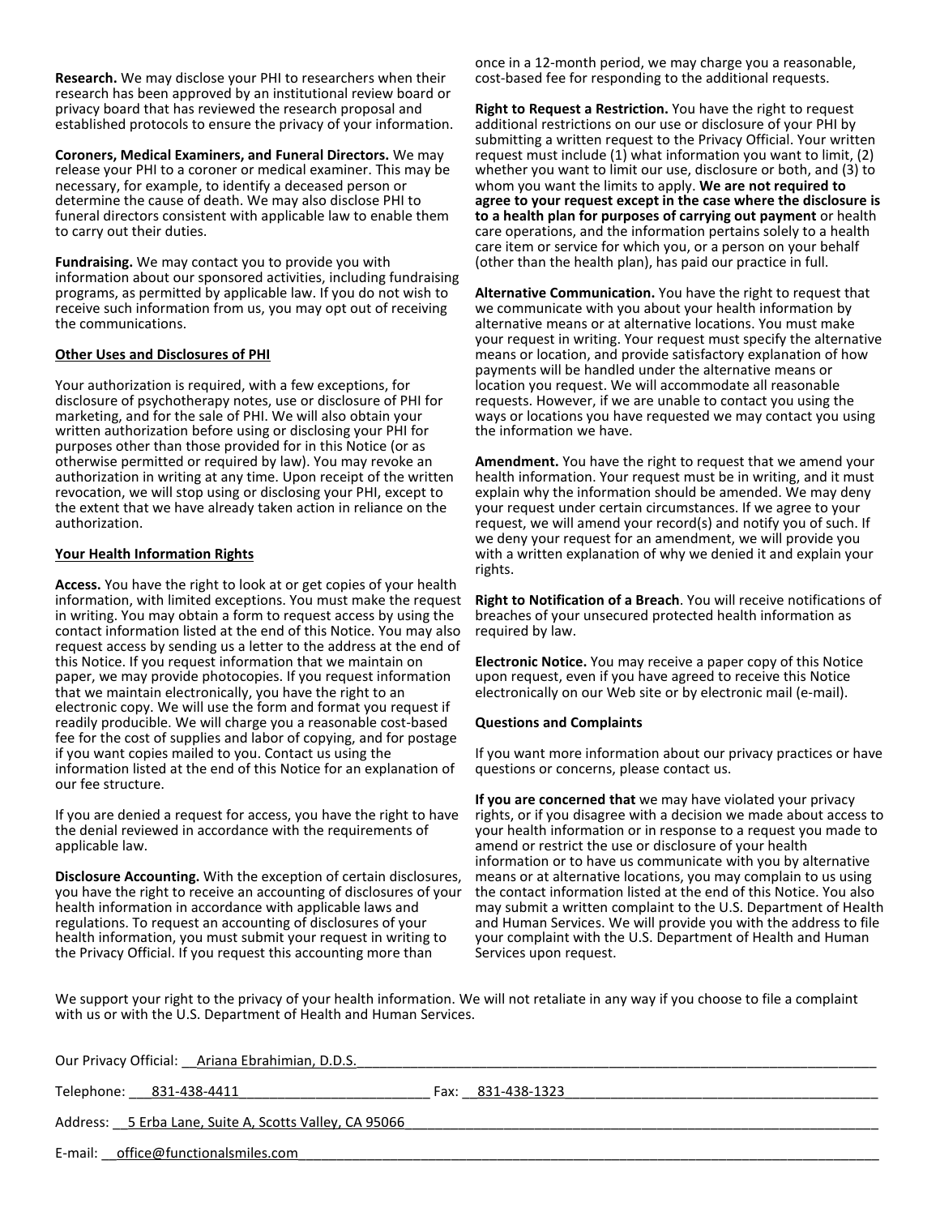**Research.** We may disclose your PHI to researchers when their research has been approved by an institutional review board or privacy board that has reviewed the research proposal and established protocols to ensure the privacy of your information.

**Coroners, Medical Examiners, and Funeral Directors.** We may release your PHI to a coroner or medical examiner. This may be necessary, for example, to identify a deceased person or determine the cause of death. We may also disclose PHI to funeral directors consistent with applicable law to enable them to carry out their duties.

**Fundraising.** We may contact you to provide you with information about our sponsored activities, including fundraising programs, as permitted by applicable law. If you do not wish to receive such information from us, you may opt out of receiving the communications.

## Other Uses and Disclosures of PHI

Your authorization is required, with a few exceptions, for disclosure of psychotherapy notes, use or disclosure of PHI for marketing, and for the sale of PHI. We will also obtain your written authorization before using or disclosing your PHI for purposes other than those provided for in this Notice (or as otherwise permitted or required by law). You may revoke an authorization in writing at any time. Upon receipt of the written revocation, we will stop using or disclosing your PHI, except to the extent that we have already taken action in reliance on the authorization.

## Your Health Information Rights

**Access.** You have the right to look at or get copies of your health information, with limited exceptions. You must make the request in writing. You may obtain a form to request access by using the contact information listed at the end of this Notice. You may also request access by sending us a letter to the address at the end of this Notice. If you request information that we maintain on paper, we may provide photocopies. If you request information that we maintain electronically, you have the right to an electronic copy. We will use the form and format you request if readily producible. We will charge you a reasonable cost-based fee for the cost of supplies and labor of copying, and for postage if you want copies mailed to you. Contact us using the information listed at the end of this Notice for an explanation of our fee structure.

If you are denied a request for access, you have the right to have the denial reviewed in accordance with the requirements of applicable law.

**Disclosure Accounting.** With the exception of certain disclosures, you have the right to receive an accounting of disclosures of your health information in accordance with applicable laws and regulations. To request an accounting of disclosures of your health information, you must submit your request in writing to the Privacy Official. If you request this accounting more than once in a 12-month period, we may charge you a reasonable, cost-based fee for responding to the additional requests.

**Right to Request a Restriction.** You have the right to request additional restrictions on our use or disclosure of your PHI by submitting a written request to the Privacy Official. Your written request must include (1) what information you want to limit, (2) whether you want to limit our use, disclosure or both, and (3) to whom you want the limits to apply. **We are not required to agree to your request except in the case where the disclosure is to a health plan for purposes of carrying out payment** or health care operations, and the information pertains solely to a health care item or service for which you, or a person on your behalf (other than the health plan), has paid our practice in full.

**Alternative Communication.** You have the right to request that we communicate with you about your health information by alternative means or at alternative locations. You must make your request in writing. Your request must specify the alternative means or location, and provide satisfactory explanation of how payments will be handled under the alternative means or location you request. We will accommodate all reasonable requests. However, if we are unable to contact you using the ways or locations you have requested we may contact you using the information we have.

**Amendment.** You have the right to request that we amend your health information. Your request must be in writing, and it must explain why the information should be amended. We may deny your request under certain circumstances. If we agree to your request, we will amend your record(s) and notify you of such. If we deny your request for an amendment, we will provide you with a written explanation of why we denied it and explain your rights.

**Right to Notification of a Breach**. You will receive notifications of breaches of your unsecured protected health information as required by law.

**Electronic Notice.** You may receive a paper copy of this Notice upon request, even if you have agreed to receive this Notice electronically on our Web site or by electronic mail (e-mail).

### Questions and Complaints

If you want more information about our privacy practices or have questions or concerns, please contact us.

**If you are concerned that** we may have violated your privacy rights, or if you disagree with a decision we made about access to your health information or in response to a request you made to amend or restrict the use or disclosure of your health information or to have us communicate with you by alternative means or at alternative locations, you may complain to us using the contact information listed at the end of this Notice. You also may submit a written complaint to the U.S. Department of Health and Human Services. We will provide you with the address to file your complaint with the U.S. Department of Health and Human Services upon request.

We support your right to the privacy of your health information. We will not retaliate in any way if you choose to file a complaint with us or with the U.S. Department of Health and Human Services.

Our Privacy Official: Ariana Ebrahimian, D.D.S.

Telephone: 831-438-4411 Fax: 831-438-1323

Address: 5 Erba Lane, Suite A, Scotts Valley, CA 95066

E-mail: office@functionalsmiles.com